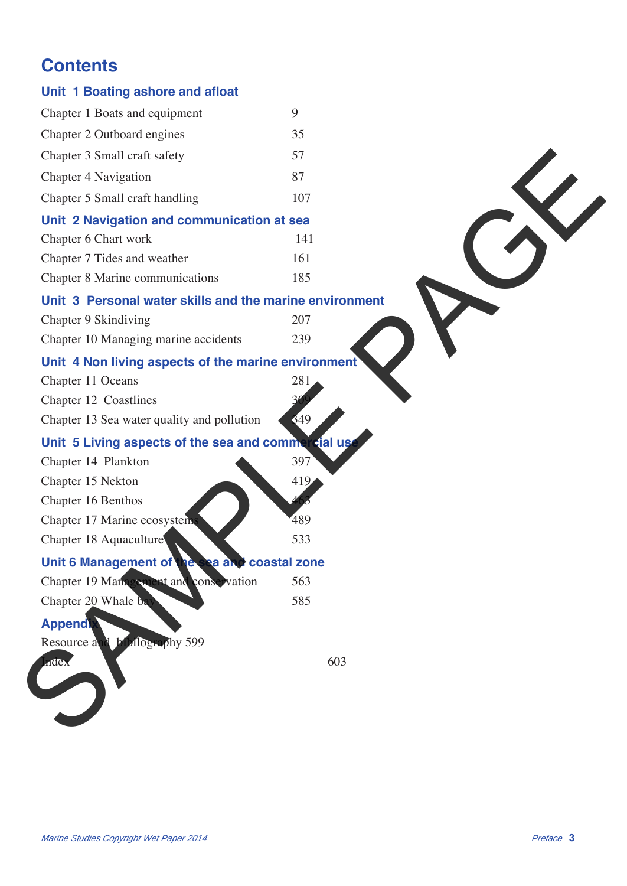# Contents

## Unit 1 Boating ashore and afloat

| | |
|---|---|
| Chapter 1 Boats and equipment | 9 |
| Chapter 2 Outboard engines | 35 |
| Chapter 3 Small craft safety | 57 |
| Chapter 4 Navigation | 87 |
| Chapter 5 Small craft handling | 107 |

## Unit 2 Navigation and communication at sea

| | |
|---|---|
| Chapter 6 Chart work | 141 |
| Chapter 7 Tides and weather | 161 |
| Chapter 8 Marine communications | 185 |

## Unit 3 Personal water skills and the marine environment

| | |
|---|---|
| Chapter 9 Skindiving | 207 |
| Chapter 10 Managing marine accidents | 239 |

## Unit 4 Non living aspects of the marine environment

| | |
|---|---|
| Chapter 11 Oceans | 281 |
| Chapter 12 Coastlines | 309 |
| Chapter 13 Sea water quality and pollution | 349 |

## Unit 5 Living aspects of the sea and commercial use

| | |
|---|---|
| Chapter 14 Plankton | 397 |
| Chapter 15 Nekton | 419 |
| Chapter 16 Benthos | 463 |
| Chapter 17 Marine ecosystems | 489 |
| Chapter 18 Aquaculture | 533 |

## Unit 6 Management of the sea and coastal zone

| | |
|---|---|
| Chapter 19 Management and conservation | 563 |
| Chapter 20 Whale bay | 585 |

## Appendix

| | |
|---|---|
| Resource and bibilography | 599 |
| Index | 603 |

SAMPLE PAGE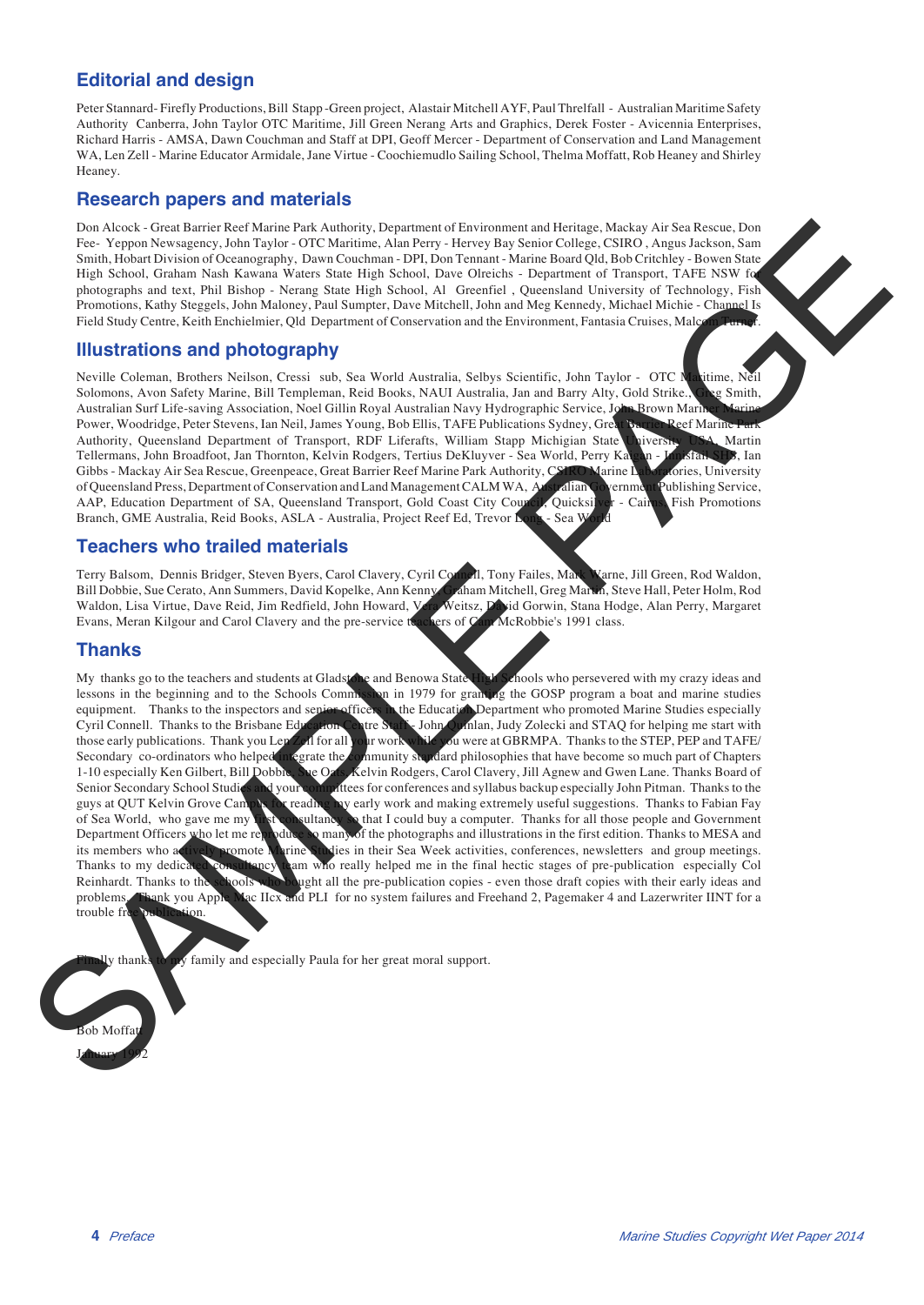## Editorial and design

Peter Stannard- Firefly Productions, Bill Stapp -Green project, Alastair Mitchell AYF, Paul Threlfall - Australian Maritime Safety Authority Canberra, John Taylor OTC Maritime, Jill Green Nerang Arts and Graphics, Derek Foster - Avicennia Enterprises, Richard Harris - AMSA, Dawn Couchman and Staff at DPI, Geoff Mercer - Department of Conservation and Land Management WA, Len Zell - Marine Educator Armidale, Jane Virtue - Coochiemudlo Sailing School, Thelma Moffatt, Rob Heaney and Shirley Heaney.

## Research papers and materials

Don Alcock - Great Barrier Reef Marine Park Authority, Department of Environment and Heritage, Mackay Air Sea Rescue, Don Fee- Yeppon Newsagency, John Taylor - OTC Maritime, Alan Perry - Hervey Bay Senior College, CSIRO , Angus Jackson, Sam Smith, Hobart Division of Oceanography, Dawn Couchman - DPI, Don Tennant - Marine Board Qld, Bob Critchley - Bowen State High School, Graham Nash Kawana Waters State High School, Dave Olreichs - Department of Transport, TAFE NSW for photographs and text, Phil Bishop - Nerang State High School, Al Greenfiel , Queensland University of Technology, Fish Promotions, Kathy Steggels, John Maloney, Paul Sumpter, Dave Mitchell, John and Meg Kennedy, Michael Michie - Channel Is Field Study Centre, Keith Enchielmier, Qld Department of Conservation and the Environment, Fantasia Cruises, Malcom Turner.

## Illustrations and photography

Neville Coleman, Brothers Neilson, Cressi sub, Sea World Australia, Selbys Scientific, John Taylor - OTC Maritime, Neil Solomons, Avon Safety Marine, Bill Templeman, Reid Books, NAUI Australia, Jan and Barry Alty, Gold Strike., Greg Smith, Australian Surf Life-saving Association, Noel Gillin Royal Australian Navy Hydrographic Service, John Brown Mariner Marine Power, Woodridge, Peter Stevens, Ian Neil, James Young, Bob Ellis, TAFE Publications Sydney, Great Barrier Reef Marine Park Authority, Queensland Department of Transport, RDF Liferafts, William Stapp Michigian State University USA, Martin Tellermans, John Broadfoot, Jan Thornton, Kelvin Rodgers, Tertius DeKluyver - Sea World, Perry Kagan - Innisfail SHS, Ian Gibbs - Mackay Air Sea Rescue, Greenpeace, Great Barrier Reef Marine Park Authority, CSIRO Marine Laboratories, University of Queensland Press, Department of Conservation and Land Management CALM WA, Australian Government Publishing Service, AAP, Education Department of SA, Queensland Transport, Gold Coast City Council, Quicksilver - Cairns, Fish Promotions Branch, GME Australia, Reid Books, ASLA - Australia, Project Reef Ed, Trevor Long - Sea World

## Teachers who trailed materials

Terry Balsom, Dennis Bridger, Steven Byers, Carol Clavery, Cyril Connell, Tony Failes, Mark Warne, Jill Green, Rod Waldon, Bill Dobbie, Sue Cerato, Ann Summers, David Kopelke, Ann Kenny, Graham Mitchell, Greg Martin, Steve Hall, Peter Holm, Rod Waldon, Lisa Virtue, Dave Reid, Jim Redfield, John Howard, Vera Weitsz, David Gorwin, Stana Hodge, Alan Perry, Margaret Evans, Meran Kilgour and Carol Clavery and the pre-service teachers of Cam McRobbie's 1991 class.

## Thanks

My thanks go to the teachers and students at Gladstone and Benowa State High Schools who persevered with my crazy ideas and lessons in the beginning and to the Schools Commission in 1979 for granting the GOSP program a boat and marine studies equipment. Thanks to the inspectors and senior officers in the Education Department who promoted Marine Studies especially Cyril Connell. Thanks to the Brisbane Education Centre Staff - John Quinlan, Judy Zolecki and STAQ for helping me start with those early publications. Thank you Len Zell for all your work while you were at GBRMPA. Thanks to the STEP, PEP and TAFE/ Secondary co-ordinators who helped integrate the community standard philosophies that have become so much part of Chapters 1-10 especially Ken Gilbert, Bill Dobbie, Sue Oats, Kelvin Rodgers, Carol Clavery, Jill Agnew and Gwen Lane. Thanks Board of Senior Secondary School Studies and your committees for conferences and syllabus backup especially John Pitman. Thanks to the guys at QUT Kelvin Grove Campus for reading my early work and making extremely useful suggestions. Thanks to Fabian Fay of Sea World, who gave me my first consultancy so that I could buy a computer. Thanks for all those people and Government Department Officers who let me reproduce so many of the photographs and illustrations in the first edition. Thanks to MESA and its members who actively promote Marine Studies in their Sea Week activities, conferences, newsletters and group meetings. Thanks to my dedicated consultancy team who really helped me in the final hectic stages of pre-publication especially Col Reinhardt. Thanks to the schools who bought all the pre-publication copies - even those draft copies with their early ideas and problems. Thank you Apple Mac IIcx and PLI for no system failures and Freehand 2, Pagemaker 4 and Lazerwriter IINT for a trouble free publication.

Finally thanks to my family and especially Paula for her great moral support.

Bob Moffatt

January 1992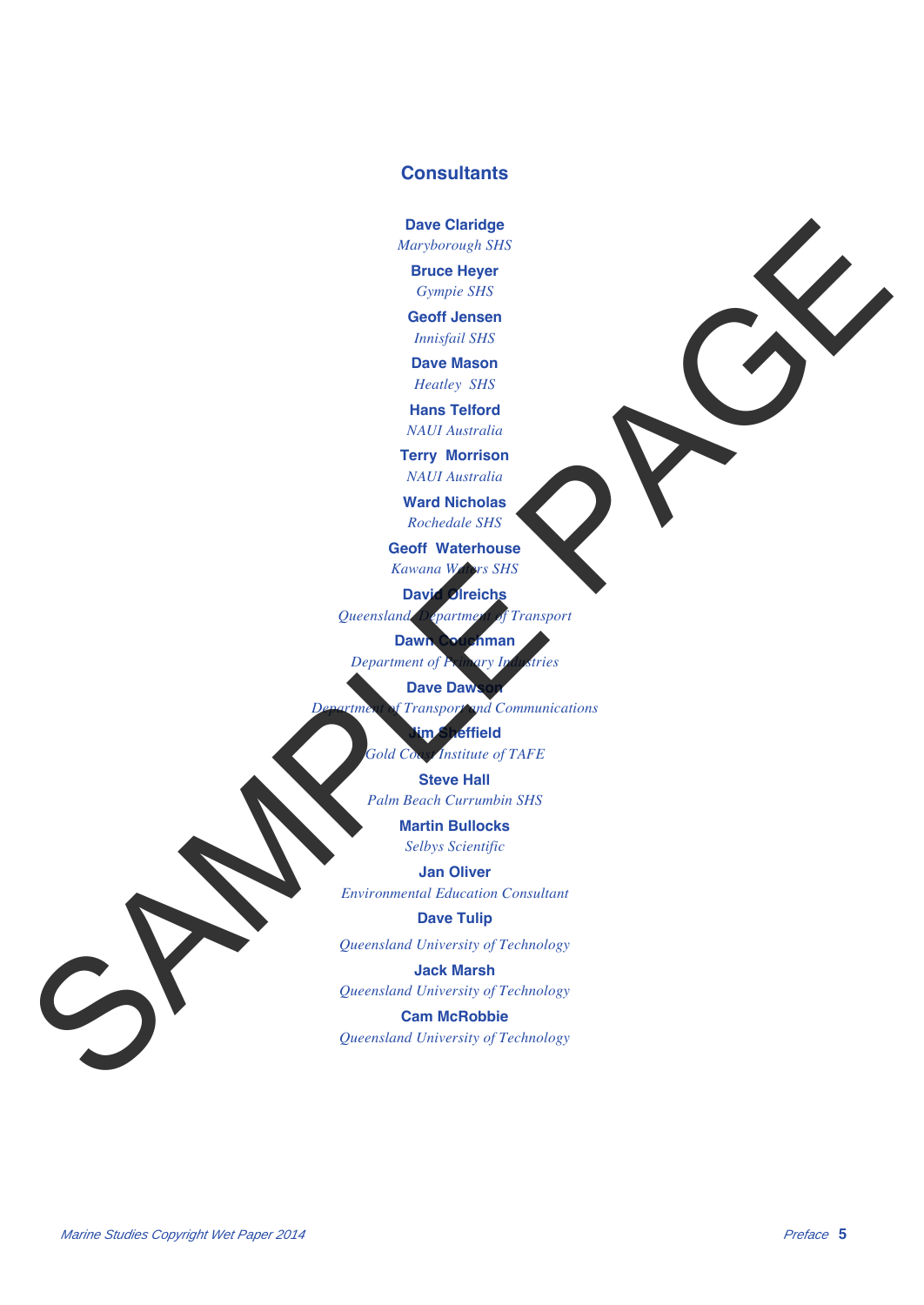## Consultants

**Dave Claridge**
*Maryborough SHS*

**Bruce Heyer**
*Gympie SHS*

**Geoff Jensen**
*Innisfail SHS*

**Dave Mason**
*Heatley SHS*

**Hans Telford**
*NAUI Australia*

**Terry Morrison**
*NAUI Australia*

**Ward Nicholas**
*Rochedale SHS*

**Geoff Waterhouse**
*Kawana Waters SHS*

**David Olreichs**
*Queensland Department of Transport*

**Dawn Couchman**
*Department of Primary Industries*

**Dave Dawson**
*Department of Transport and Communications*

**Jim Sheffield**
*Gold Coast Institute of TAFE*

**Steve Hall**
*Palm Beach Currumbin SHS*

**Martin Bullocks**
*Selbys Scientific*

**Jan Oliver**
*Environmental Education Consultant*

**Dave Tulip**
*Queensland University of Technology*

**Jack Marsh**
*Queensland University of Technology*

**Cam McRobbie**
*Queensland University of Technology*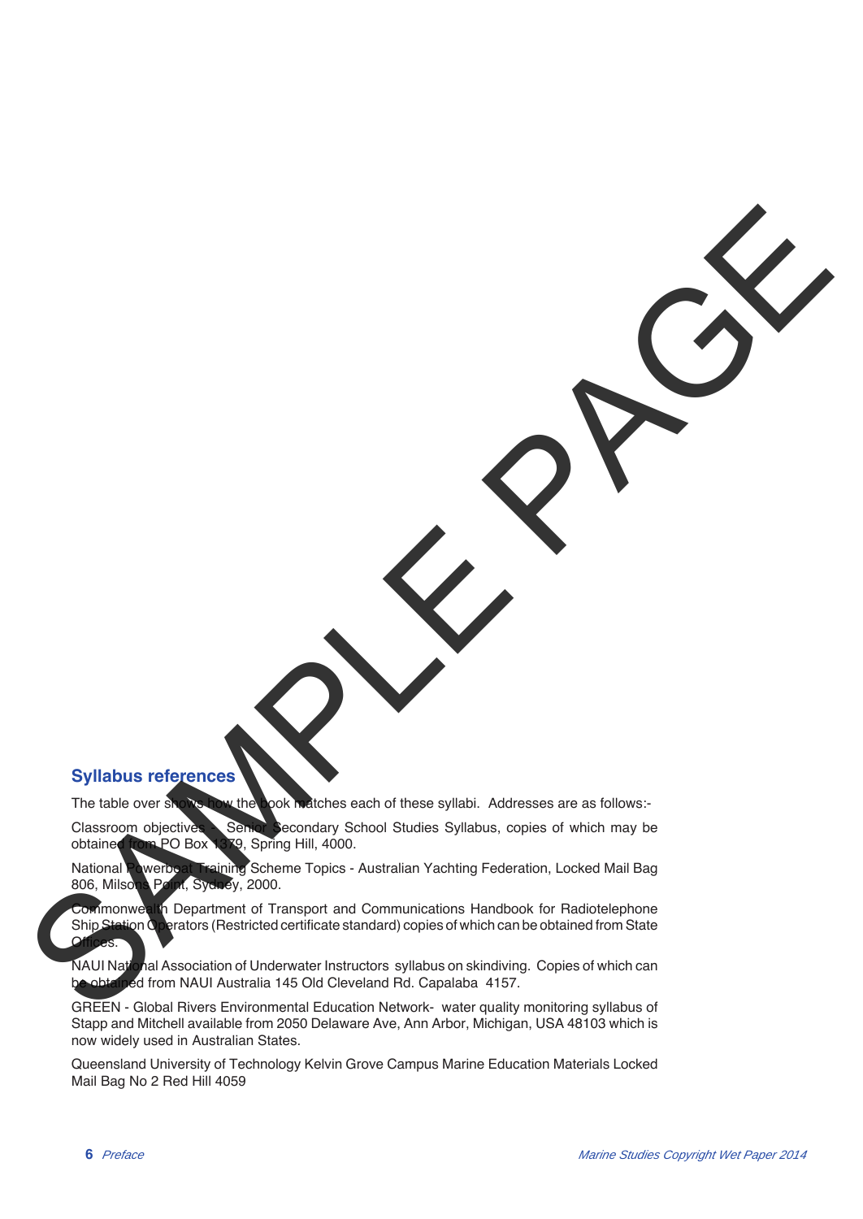## Syllabus references

The table over shows how the book matches each of these syllabi. Addresses are as follows:-

Classroom objectives - Senior Secondary School Studies Syllabus, copies of which may be obtained from PO Box 1379, Spring Hill, 4000.

National Powerboat Training Scheme Topics - Australian Yachting Federation, Locked Mail Bag 806, Milsons Point, Sydney, 2000.

Commonwealth Department of Transport and Communications Handbook for Radiotelephone Ship Station Operators (Restricted certificate standard) copies of which can be obtained from State Offices.

NAUI National Association of Underwater Instructors syllabus on skindiving. Copies of which can be obtained from NAUI Australia 145 Old Cleveland Rd. Capalaba 4157.

GREEN - Global Rivers Environmental Education Network- water quality monitoring syllabus of Stapp and Mitchell available from 2050 Delaware Ave, Ann Arbor, Michigan, USA 48103 which is now widely used in Australian States.

Queensland University of Technology Kelvin Grove Campus Marine Education Materials Locked Mail Bag No 2 Red Hill 4059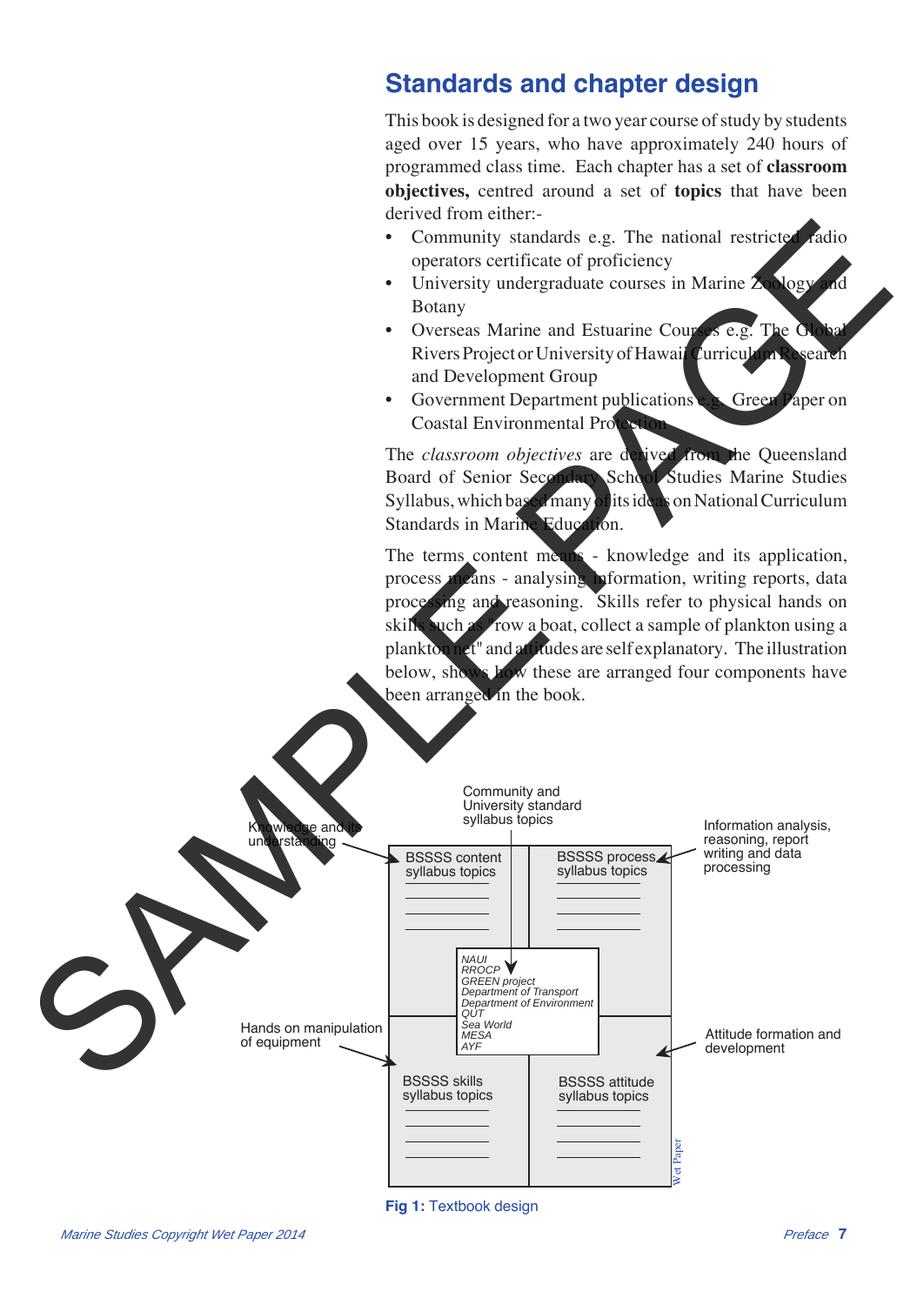## Standards and chapter design

This book is designed for a two year course of study by students aged over 15 years, who have approximately 240 hours of programmed class time. Each chapter has a set of **classroom objectives,** centred around a set of **topics** that have been derived from either:-

- Community standards e.g. The national restricted radio operators certificate of proficiency
- University undergraduate courses in Marine Zoology and Botany
- Overseas Marine and Estuarine Courses e.g. The Global Rivers Project or University of Hawaii Curriculum Research and Development Group
- Government Department publications e.g. Green Paper on Coastal Environmental Protection

The *classroom objectives* are derived from the Queensland Board of Senior Secondary School Studies Marine Studies Syllabus, which based many of its ideas on National Curriculum Standards in Marine Education.

The terms content means - knowledge and its application, process means - analysing information, writing reports, data processing and reasoning. Skills refer to physical hands on skills such as "row a boat, collect a sample of plankton using a plankton net" and attitudes are self explanatory. The illustration below, shows how these are arranged four components have been arranged in the book.

Community and University standard syllabus topics

Knowledge and its understanding → BSSSS content syllabus topics

Information analysis, reasoning, report writing and data processing → BSSSS process syllabus topics

NAUI
RROCP
GREEN project
Department of Transport
Department of Environment
QUT
Sea World
MESA
AYF

Hands on manipulation of equipment → BSSSS skills syllabus topics

Attitude formation and development → BSSSS attitude syllabus topics

Wet Paper

**Fig 1:** Textbook design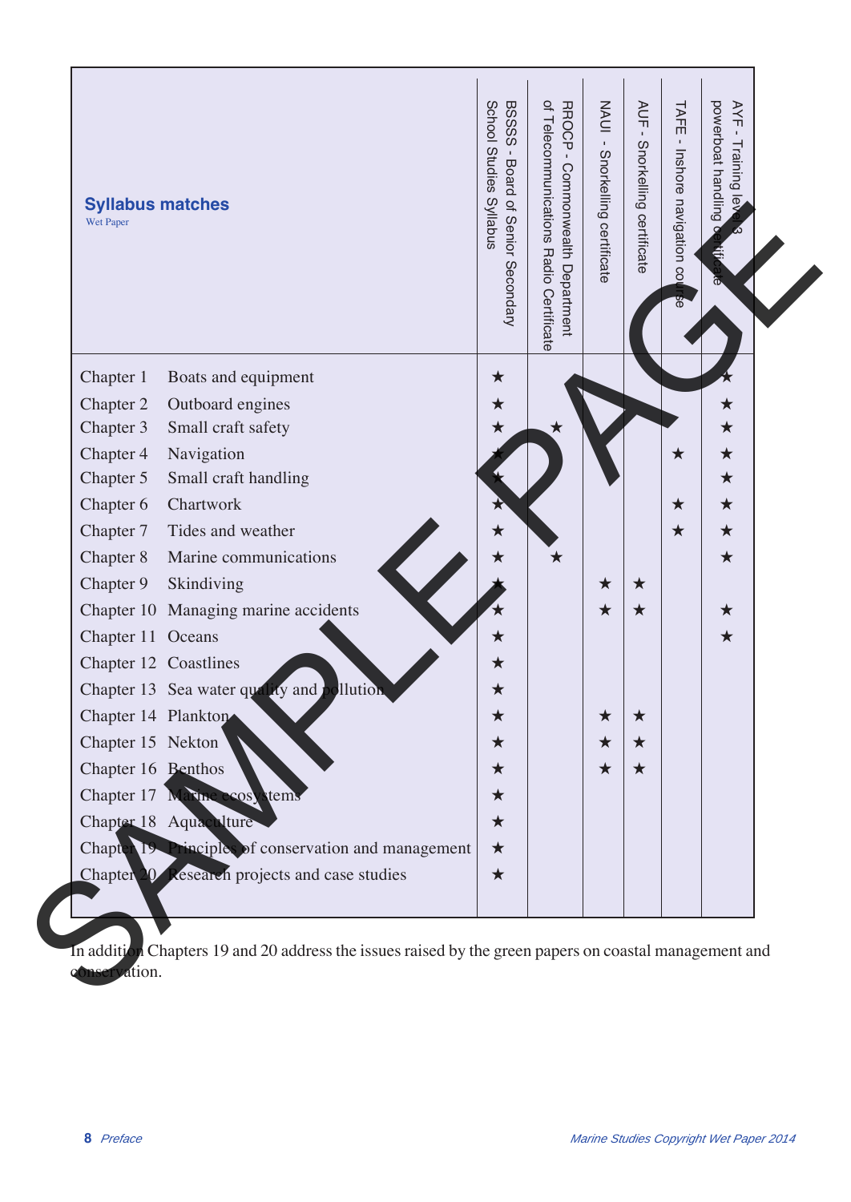## Syllabus matches

Wet Paper

| Chapter | Title | BSSSS - Board of Senior Secondary School Studies Syllabus | RROCP - Commonwealth Department of Telecommunications Radio Certificate | NAUI - Snorkelling certificate | AUF - Snorkelling certificate | TAFE - Inshore navigation course | AYF - Training level 3 powerboat handling certificate |
|---|---|---|---|---|---|---|---|
| Chapter 1 | Boats and equipment | ★ | | | | | ★ |
| Chapter 2 | Outboard engines | ★ | | | | | ★ |
| Chapter 3 | Small craft safety | ★ | ★ | | | | ★ |
| Chapter 4 | Navigation | ★ | | | | ★ | ★ |
| Chapter 5 | Small craft handling | ★ | | | | | ★ |
| Chapter 6 | Chartwork | ★ | | | | ★ | ★ |
| Chapter 7 | Tides and weather | ★ | | | | ★ | ★ |
| Chapter 8 | Marine communications | ★ | ★ | | | | ★ |
| Chapter 9 | Skindiving | ★ | | ★ | ★ | | |
| Chapter 10 | Managing marine accidents | ★ | | ★ | ★ | | ★ |
| Chapter 11 | Oceans | ★ | | | | | ★ |
| Chapter 12 | Coastlines | ★ | | | | | |
| Chapter 13 | Sea water quality and pollution | ★ | | | | | |
| Chapter 14 | Plankton | ★ | | ★ | ★ | | |
| Chapter 15 | Nekton | ★ | | ★ | ★ | | |
| Chapter 16 | Benthos | ★ | | ★ | ★ | | |
| Chapter 17 | Marine ecosystems | ★ | | | | | |
| Chapter 18 | Aquaculture | ★ | | | | | |
| Chapter 19 | Principles of conservation and management | ★ | | | | | |
| Chapter 20 | Research projects and case studies | ★ | | | | | |

In addition Chapters 19 and 20 address the issues raised by the green papers on coastal management and conservation.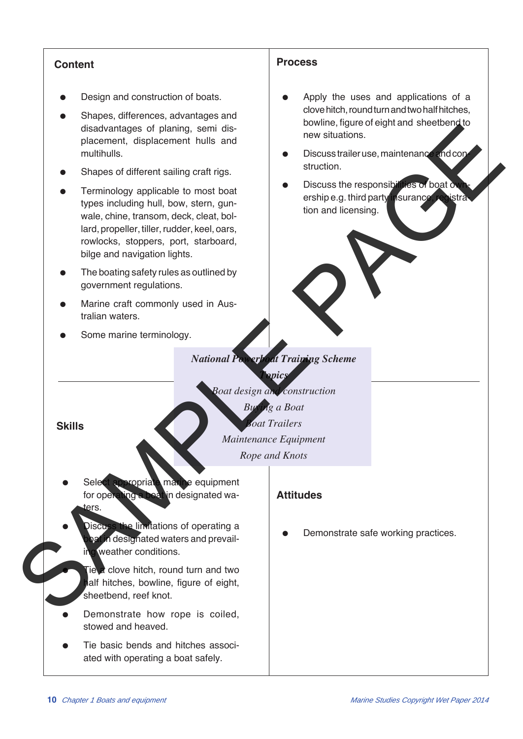## Content

- Design and construction of boats.
- Shapes, differences, advantages and disadvantages of planing, semi displacement, displacement hulls and multihulls.
- Shapes of different sailing craft rigs.
- Terminology applicable to most boat types including hull, bow, stern, gunwale, chine, transom, deck, cleat, bollard, propeller, tiller, rudder, keel, oars, rowlocks, stoppers, port, starboard, bilge and navigation lights.
- The boating safety rules as outlined by government regulations.
- Marine craft commonly used in Australian waters.
- Some marine terminology.

## Process

- Apply the uses and applications of a clove hitch, round turn and two half hitches, bowline, figure of eight and sheetbend to new situations.
- Discuss trailer use, maintenance and construction.
- Discuss the responsibilities of boat ownership e.g. third party insurance, registration and licensing.

***National Powerboat Training Scheme Topics***

*Boat design and construction*

*Buying a Boat*

*Boat Trailers*

*Maintenance Equipment*

*Rope and Knots*

## Skills

- Select appropriate marine equipment for operating a boat in designated waters.
- Discuss the limitations of operating a boat in designated waters and prevailing weather conditions.
- Tie a clove hitch, round turn and two half hitches, bowline, figure of eight, sheetbend, reef knot.
- Demonstrate how rope is coiled, stowed and heaved.
- Tie basic bends and hitches associated with operating a boat safely.

## Attitudes

- Demonstrate safe working practices.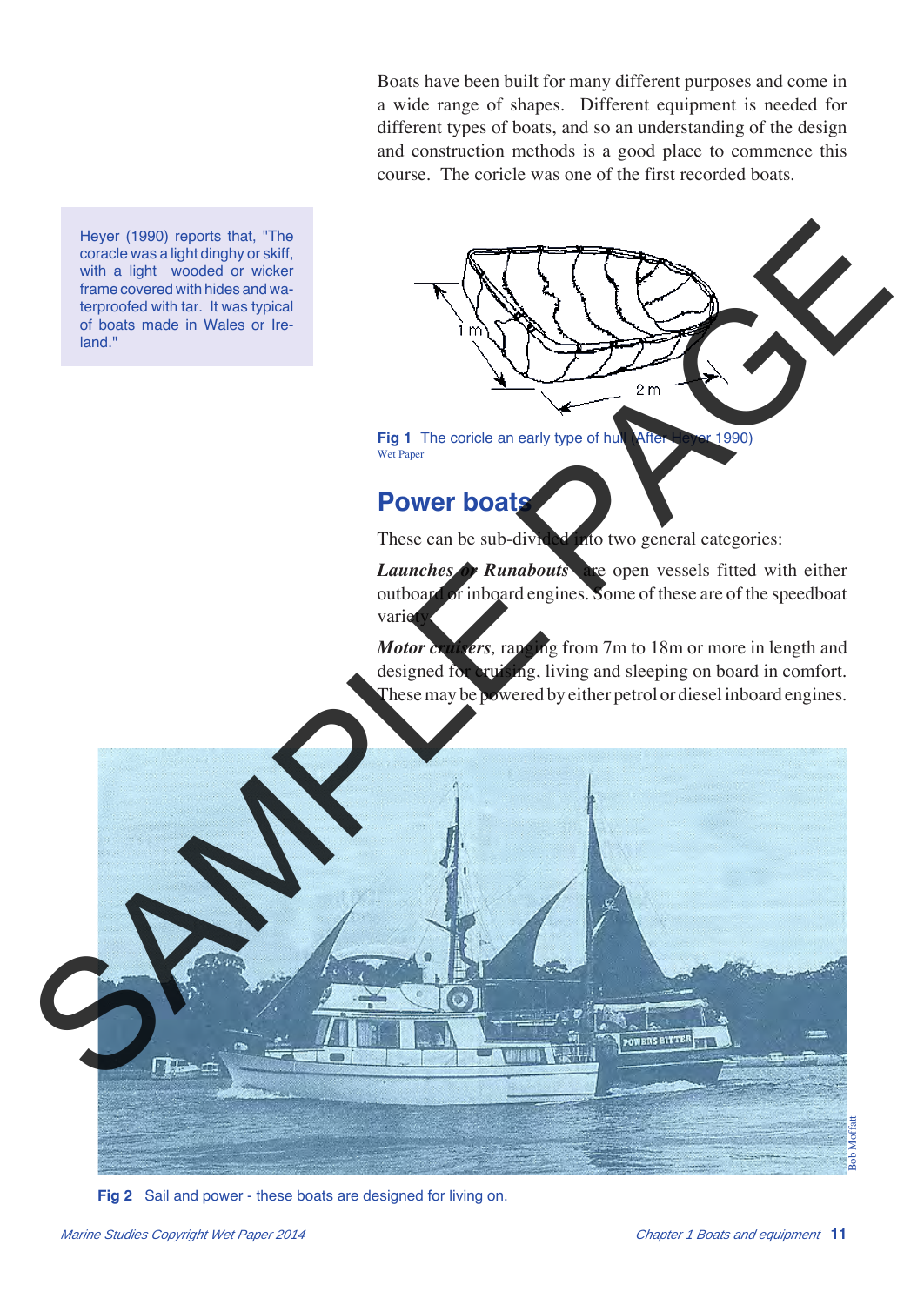Boats have been built for many different purposes and come in a wide range of shapes. Different equipment is needed for different types of boats, and so an understanding of the design and construction methods is a good place to commence this course. The coricle was one of the first recorded boats.

Heyer (1990) reports that, "The coracle was a light dinghy or skiff, with a light wooded or wicker frame covered with hides and waterproofed with tar. It was typical of boats made in Wales or Ireland."

**Fig 1** The coricle an early type of hull (After Heyer 1990)
Wet Paper

## Power boats

These can be sub-divided into two general categories:

***Launches or Runabouts*** are open vessels fitted with either outboard or inboard engines. Some of these are of the speedboat variety.

***Motor cruisers***, ranging from 7m to 18m or more in length and designed for cruising, living and sleeping on board in comfort. These may be powered by either petrol or diesel inboard engines.

Bob Moffatt

**Fig 2** Sail and power - these boats are designed for living on.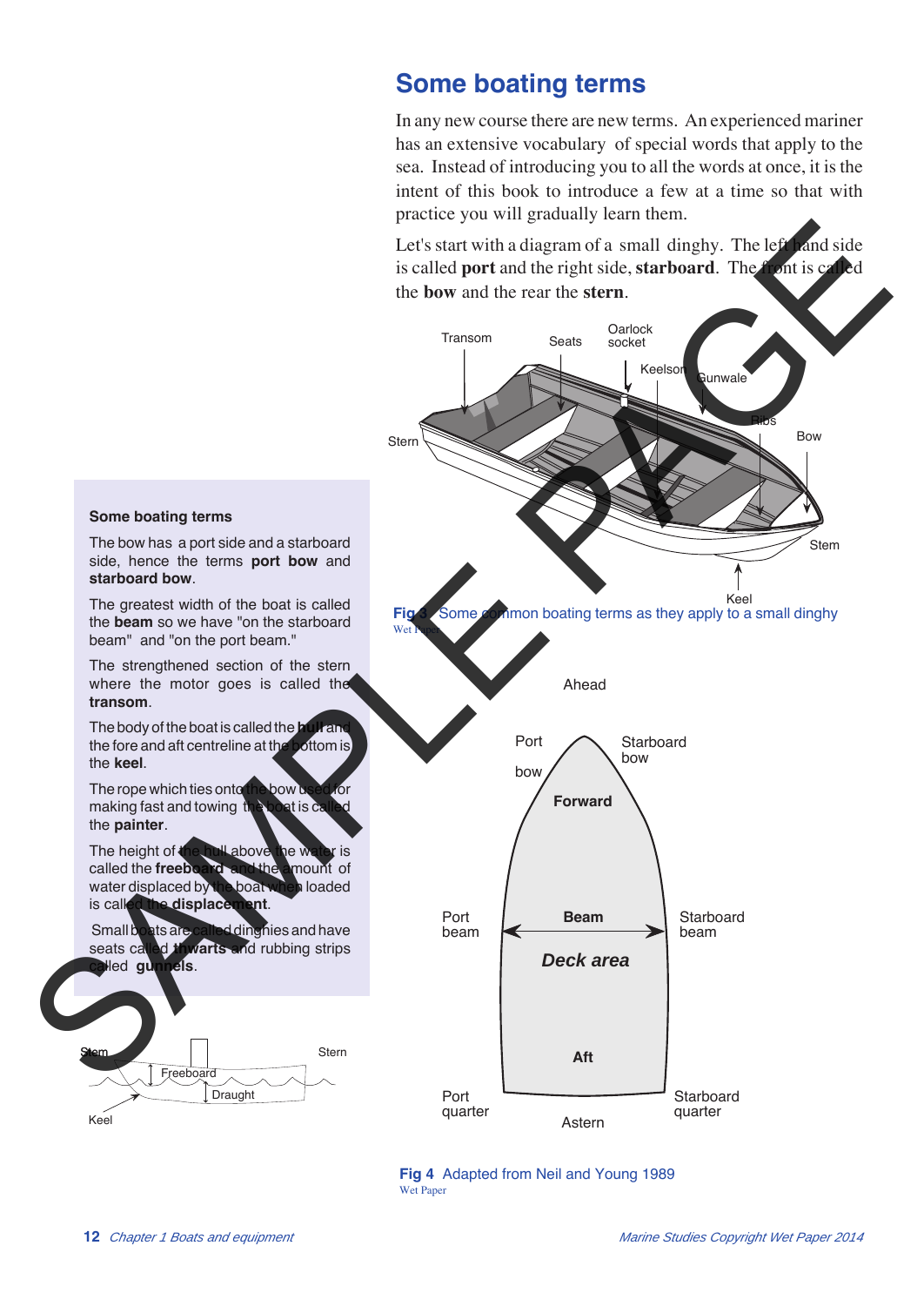## Some boating terms

In any new course there are new terms. An experienced mariner has an extensive vocabulary of special words that apply to the sea. Instead of introducing you to all the words at once, it is the intent of this book to introduce a few at a time so that with practice you will gradually learn them.

Let's start with a diagram of a small dinghy. The left hand side is called **port** and the right side, **starboard**. The front is called the **bow** and the rear the **stern**.

Transom, Seats, Oarlock socket, Keelson, Gunwale, Ribs, Bow, Stern, Stem, Keel

**Fig 3** Some common boating terms as they apply to a small dinghy
Wet Paper

Ahead, Port bow, Starboard bow, Forward, Port beam, Beam, Starboard beam, Deck area, Aft, Port quarter, Starboard quarter, Astern

**Fig 4** Adapted from Neil and Young 1989
Wet Paper

### Some boating terms

The bow has a port side and a starboard side, hence the terms **port bow** and **starboard bow**.

The greatest width of the boat is called the **beam** so we have "on the starboard beam" and "on the port beam."

The strengthened section of the stern where the motor goes is called the **transom**.

The body of the boat is called the **hull** and the fore and aft centreline at the bottom is the **keel**.

The rope which ties onto the bow used for making fast and towing the boat is called the **painter**.

The height of the hull above the water is called the **freeboard** and the amount of water displaced by the boat when loaded is called the **displacement**.

Small boats are called dinghies and have seats called **thwarts** and rubbing strips called **gunnels**.

Stem, Stern, Freeboard, Draught, Keel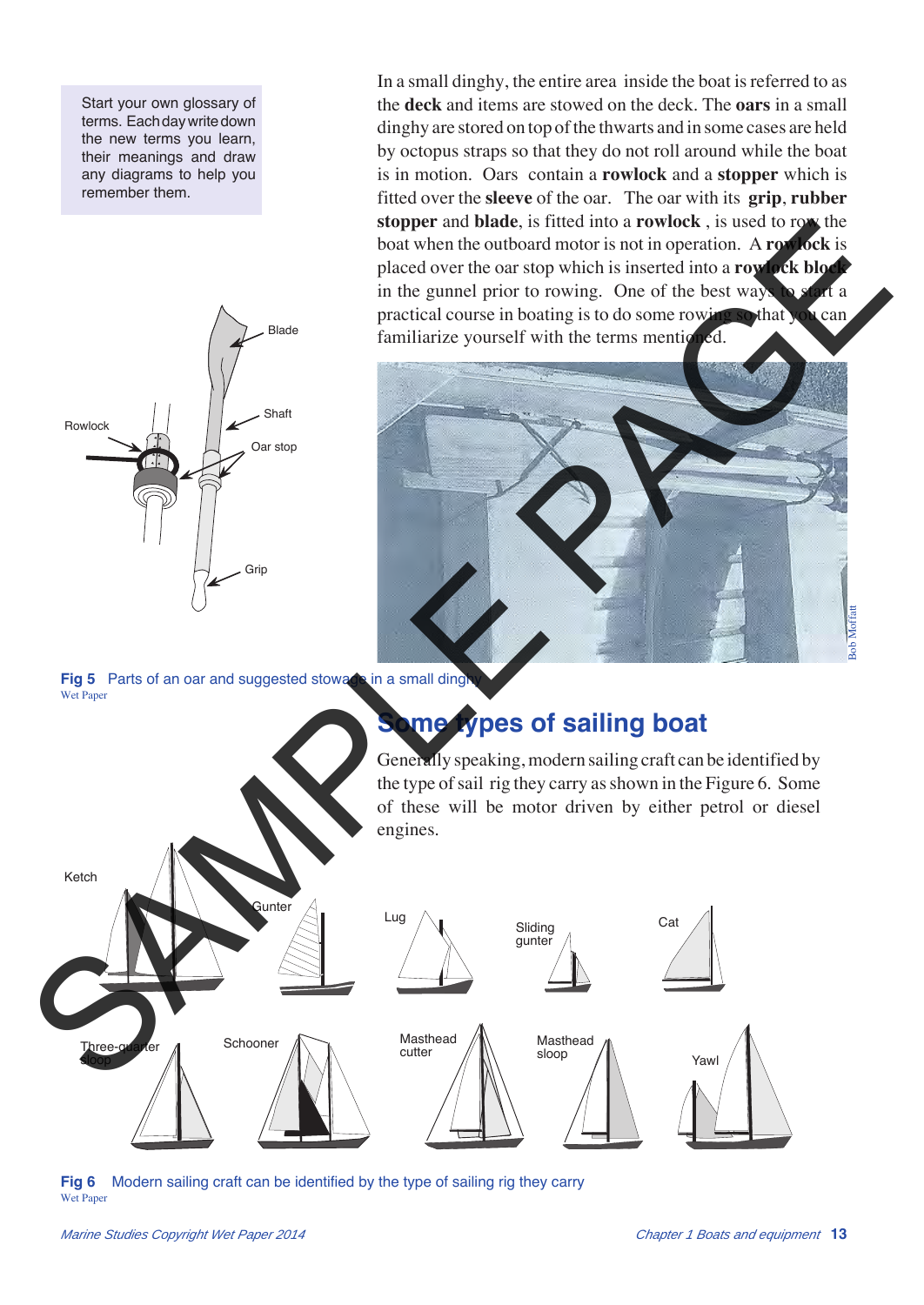Start your own glossary of terms. Each day write down the new terms you learn, their meanings and draw any diagrams to help you remember them.

In a small dinghy, the entire area inside the boat is referred to as the **deck** and items are stowed on the deck. The **oars** in a small dinghy are stored on top of the thwarts and in some cases are held by octopus straps so that they do not roll around while the boat is in motion. Oars contain a **rowlock** and a **stopper** which is fitted over the **sleeve** of the oar. The oar with its **grip**, **rubber stopper** and **blade**, is fitted into a **rowlock** , is used to row the boat when the outboard motor is not in operation. A **rowlock** is placed over the oar stop which is inserted into a **rowlock block** in the gunnel prior to rowing. One of the best ways to start a practical course in boating is to do some rowing so that you can familiarize yourself with the terms mentioned.

Blade

Shaft

Rowlock

Oar stop

Grip

Bob Moffatt

**Fig 5** Parts of an oar and suggested stowage in a small dinghy
Wet Paper

## Some types of sailing boat

Generally speaking, modern sailing craft can be identified by the type of sail rig they carry as shown in the Figure 6. Some of these will be motor driven by either petrol or diesel engines.

Ketch, Gunter, Lug, Sliding gunter, Cat, Three-quarter sloop, Schooner, Masthead cutter, Masthead sloop, Yawl

**Fig 6** Modern sailing craft can be identified by the type of sailing rig they carry
Wet Paper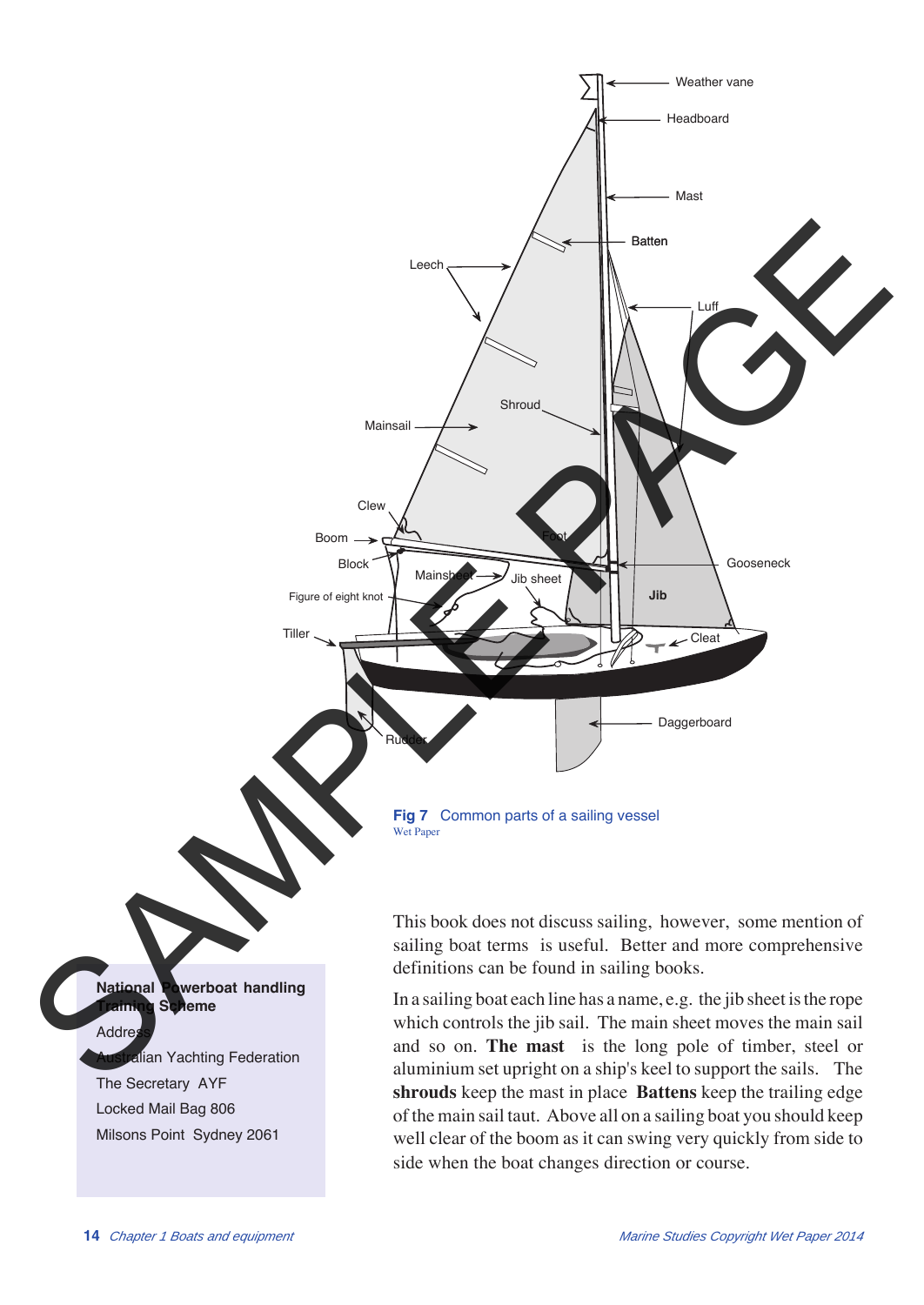Weather vane
Headboard
Mast
Batten
Leech
Luff
Shroud
Mainsail
Clew
Foot
Boom
Block
Gooseneck
Mainsheet
Jib sheet
Figure of eight knot
Jib
Tiller
Cleat
Daggerboard
Rudder

Fig 7 Common parts of a sailing vessel
Wet Paper

This book does not discuss sailing, however, some mention of sailing boat terms is useful. Better and more comprehensive definitions can be found in sailing books.

In a sailing boat each line has a name, e.g. the jib sheet is the rope which controls the jib sail. The main sheet moves the main sail and so on. **The mast** is the long pole of timber, steel or aluminium set upright on a ship's keel to support the sails. The **shrouds** keep the mast in place **Battens** keep the trailing edge of the main sail taut. Above all on a sailing boat you should keep well clear of the boom as it can swing very quickly from side to side when the boat changes direction or course.

**National Powerboat handling Training Scheme**

Address

Australian Yachting Federation

The Secretary AYF

Locked Mail Bag 806

Milsons Point Sydney 2061